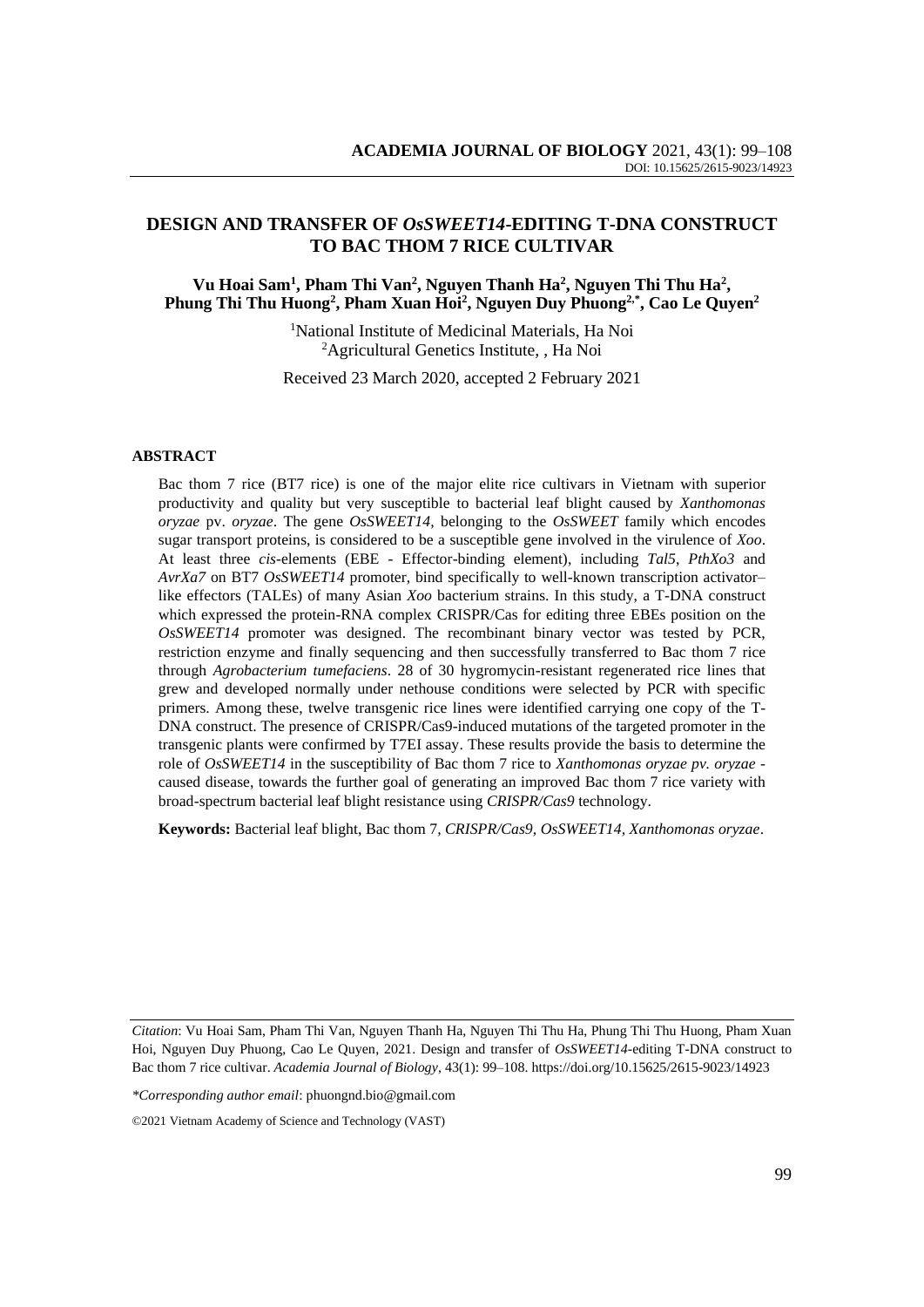# DESIGN AND TRANSFER OF *OsSWEET14*-EDITING T-DNA CONSTRUCT TO BAC THOM 7 RICE CULTIVAR

**Vu Hoai Sam[1], Pham Thi Van[2], Nguyen Thanh Ha[2], Nguyen Thi Thu Ha[2], Phung Thi Thu Huong[2], Pham Xuan Hoi[2], Nguyen Duy Phuong[2,*], Cao Le Quyen[2]**

[1]National Institute of Medicinal Materials, Ha Noi
[2]Agricultural Genetics Institute, , Ha Noi

Received 23 March 2020, accepted 2 February 2021

## ABSTRACT

Bac thom 7 rice (BT7 rice) is one of the major elite rice cultivars in Vietnam with superior productivity and quality but very susceptible to bacterial leaf blight caused by *Xanthomonas oryzae* pv. *oryzae*. The gene *OsSWEET14*, belonging to the *OsSWEET* family which encodes sugar transport proteins, is considered to be a susceptible gene involved in the virulence of *Xoo*. At least three *cis*-elements (EBE - Effector-binding element), including *Tal5*, *PthXo3* and *AvrXa7* on BT7 *OsSWEET14* promoter, bind specifically to well-known transcription activator–like effectors (TALEs) of many Asian *Xoo* bacterium strains. In this study, a T-DNA construct which expressed the protein-RNA complex CRISPR/Cas for editing three EBEs position on the *OsSWEET14* promoter was designed. The recombinant binary vector was tested by PCR, restriction enzyme and finally sequencing and then successfully transferred to Bac thom 7 rice through *Agrobacterium tumefaciens*. 28 of 30 hygromycin-resistant regenerated rice lines that grew and developed normally under nethouse conditions were selected by PCR with specific primers. Among these, twelve transgenic rice lines were identified carrying one copy of the T-DNA construct. The presence of CRISPR/Cas9-induced mutations of the targeted promoter in the transgenic plants were confirmed by T7EI assay. These results provide the basis to determine the role of *OsSWEET14* in the susceptibility of Bac thom 7 rice to *Xanthomonas oryzae pv. oryzae* - caused disease, towards the further goal of generating an improved Bac thom 7 rice variety with broad-spectrum bacterial leaf blight resistance using *CRISPR/Cas9* technology.

**Keywords:** Bacterial leaf blight, Bac thom 7, *CRISPR/Cas9*, *OsSWEET14*, *Xanthomonas oryzae*.

*Citation*: Vu Hoai Sam, Pham Thi Van, Nguyen Thanh Ha, Nguyen Thi Thu Ha, Phung Thi Thu Huong, Pham Xuan Hoi, Nguyen Duy Phuong, Cao Le Quyen, 2021. Design and transfer of *OsSWEET14*-editing T-DNA construct to Bac thom 7 rice cultivar. *Academia Journal of Biology*, 43(1): 99–108. https://doi.org/10.15625/2615-9023/14923

*\*Corresponding author email*: phuongnd.bio@gmail.com

©2021 Vietnam Academy of Science and Technology (VAST)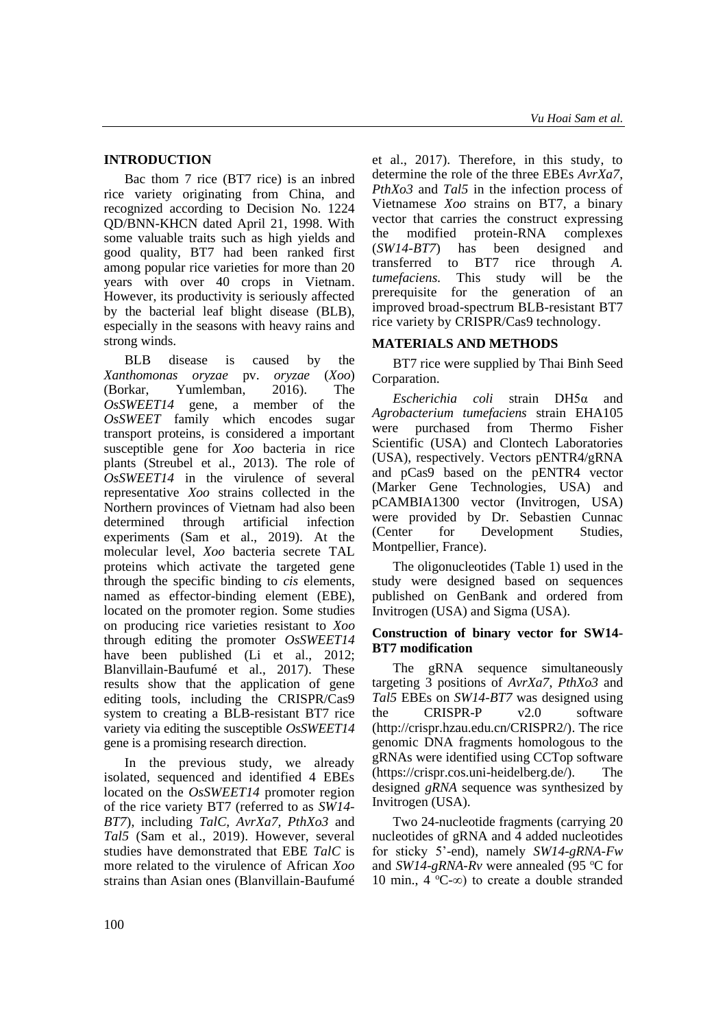## INTRODUCTION

Bac thom 7 rice (BT7 rice) is an inbred rice variety originating from China, and recognized according to Decision No. 1224 QD/BNN-KHCN dated April 21, 1998. With some valuable traits such as high yields and good quality, BT7 had been ranked first among popular rice varieties for more than 20 years with over 40 crops in Vietnam. However, its productivity is seriously affected by the bacterial leaf blight disease (BLB), especially in the seasons with heavy rains and strong winds.

BLB disease is caused by the *Xanthomonas oryzae* pv. *oryzae* (*Xoo*) (Borkar, Yumlemban, 2016). The *OsSWEET14* gene, a member of the *OsSWEET* family which encodes sugar transport proteins, is considered a important susceptible gene for *Xoo* bacteria in rice plants (Streubel et al., 2013). The role of *OsSWEET14* in the virulence of several representative *Xoo* strains collected in the Northern provinces of Vietnam had also been determined through artificial infection experiments (Sam et al., 2019). At the molecular level, *Xoo* bacteria secrete TAL proteins which activate the targeted gene through the specific binding to *cis* elements, named as effector-binding element (EBE), located on the promoter region. Some studies on producing rice varieties resistant to *Xoo* through editing the promoter *OsSWEET14* have been published (Li et al., 2012; Blanvillain-Baufumé et al., 2017). These results show that the application of gene editing tools, including the CRISPR/Cas9 system to creating a BLB-resistant BT7 rice variety via editing the susceptible *OsSWEET14* gene is a promising research direction.

In the previous study, we already isolated, sequenced and identified 4 EBEs located on the *OsSWEET14* promoter region of the rice variety BT7 (referred to as *SW14-BT7*), including *TalC*, *AvrXa7*, *PthXo3* and *Tal5* (Sam et al., 2019). However, several studies have demonstrated that EBE *TalC* is more related to the virulence of African *Xoo* strains than Asian ones (Blanvillain-Baufumé et al., 2017). Therefore, in this study, to determine the role of the three EBEs *AvrXa7*, *PthXo3* and *Tal5* in the infection process of Vietnamese *Xoo* strains on BT7, a binary vector that carries the construct expressing the modified protein-RNA complexes (*SW14-BT7*) has been designed and transferred to BT7 rice through *A. tumefaciens.* This study will be the prerequisite for the generation of an improved broad-spectrum BLB-resistant BT7 rice variety by CRISPR/Cas9 technology.

## MATERIALS AND METHODS

BT7 rice were supplied by Thai Binh Seed Corparation.

*Escherichia coli* strain DH5α and *Agrobacterium tumefaciens* strain EHA105 were purchased from Thermo Fisher Scientific (USA) and Clontech Laboratories (USA), respectively. Vectors pENTR4/gRNA and pCas9 based on the pENTR4 vector (Marker Gene Technologies, USA) and pCAMBIA1300 vector (Invitrogen, USA) were provided by Dr. Sebastien Cunnac (Center for Development Studies, Montpellier, France).

The oligonucleotides (Table 1) used in the study were designed based on sequences published on GenBank and ordered from Invitrogen (USA) and Sigma (USA).

### Construction of binary vector for SW14-BT7 modification

The gRNA sequence simultaneously targeting 3 positions of *AvrXa7*, *PthXo3* and *Tal5* EBEs on *SW14-BT7* was designed using the CRISPR-P v2.0 software (http://crispr.hzau.edu.cn/CRISPR2/). The rice genomic DNA fragments homologous to the gRNAs were identified using CCTop software (https://crispr.cos.uni-heidelberg.de/). The designed *gRNA* sequence was synthesized by Invitrogen (USA).

Two 24-nucleotide fragments (carrying 20 nucleotides of gRNA and 4 added nucleotides for sticky 5'-end), namely *SW14-gRNA-Fw* and *SW14-gRNA-Rv* were annealed (95 $^{o}$C for 10 min., 4 $^{o}$C-∞) to create a double stranded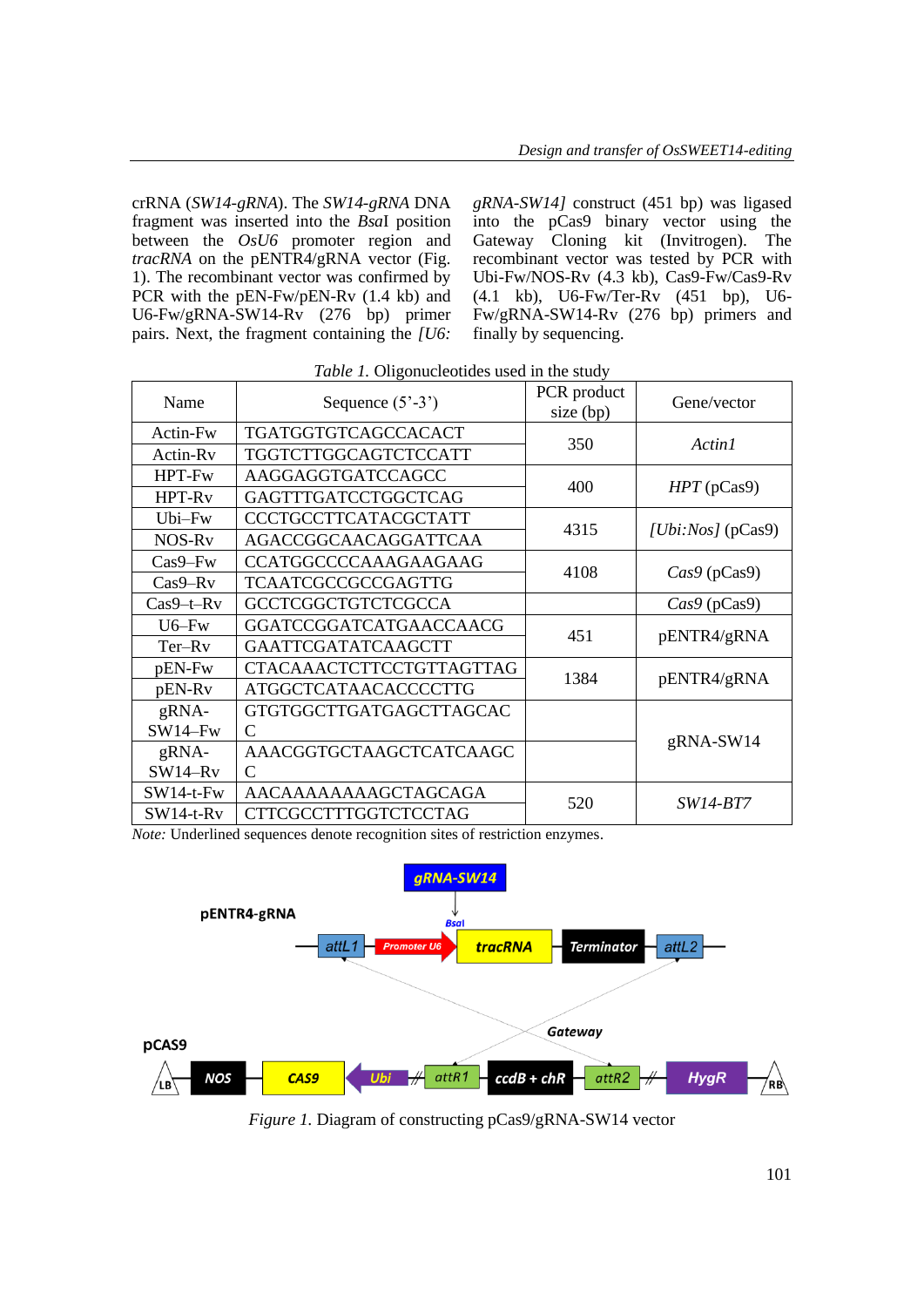crRNA (*SW14-gRNA*). The *SW14-gRNA* DNA fragment was inserted into the *Bsa*I position between the *OsU6* promoter region and *tracRNA* on the pENTR4/gRNA vector (Fig. 1). The recombinant vector was confirmed by PCR with the pEN-Fw/pEN-Rv (1.4 kb) and U6-Fw/gRNA-SW14-Rv (276 bp) primer pairs. Next, the fragment containing the *[U6: gRNA-SW14]* construct (451 bp) was ligased into the pCas9 binary vector using the Gateway Cloning kit (Invitrogen). The recombinant vector was tested by PCR with Ubi-Fw/NOS-Rv (4.3 kb), Cas9-Fw/Cas9-Rv (4.1 kb), U6-Fw/Ter-Rv (451 bp), U6-Fw/gRNA-SW14-Rv (276 bp) primers and finally by sequencing.

*Table 1.* Oligonucleotides used in the study

| Name | Sequence (5'-3') | PCR product size (bp) | Gene/vector |
|---|---|---|---|
| Actin-Fw | TGATGGTGTCAGCCACACT | 350 | *Actin1* |
| Actin-Rv | TGGTCTTGGCAGTCTCCATT | | |
| HPT-Fw | AAGGAGGTGATCCAGCC | 400 | *HPT* (pCas9) |
| HPT-Rv | GAGTTTGATCCTGGCTCAG | | |
| Ubi–Fw | CCCTGCCTTCATACGCTATT | 4315 | *[Ubi:Nos]* (pCas9) |
| NOS-Rv | AGACCGGCAACAGGATTCAA | | |
| Cas9–Fw | CCATGGCCCCAAAGAAGAAG | 4108 | *Cas9* (pCas9) |
| Cas9–Rv | TCAATCGCCGCCGAGTTG | | |
| Cas9–t–Rv | GCCTCGGCTGTCTCGCCA | | *Cas9* (pCas9) |
| U6–Fw | GGATCCGGATCATGAACCAACG | 451 | pENTR4/gRNA |
| Ter–Rv | GAATTCGATATCAAGCTT | | |
| pEN-Fw | CTACAAACTCTTCCTGTTAGTTAG | 1384 | pENTR4/gRNA |
| pEN-Rv | ATGGCTCATAACACCCCTTG | | |
| gRNA-SW14–Fw | GTGTGGCTTGATGAGCTTAGCACC | | gRNA-SW14 |
| gRNA-SW14–Rv | AAACGGTGCTAAGCTCATCAAGCC | | |
| SW14-t-Fw | AACAAAAAAAAGCTAGCAGA | 520 | *SW14-BT7* |
| SW14-t-Rv | CTTCGCCTTTGGTCTCCTAG | | |

*Note:* Underlined sequences denote recognition sites of restriction enzymes.

*Figure 1.* Diagram of constructing pCas9/gRNA-SW14 vector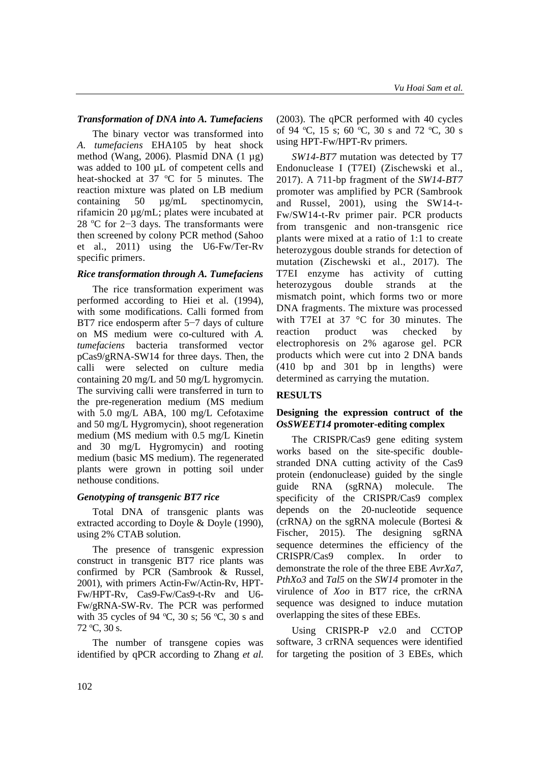### *Transformation of DNA into A. Tumefaciens*

The binary vector was transformed into *A. tumefaciens* EHA105 by heat shock method (Wang, 2006). Plasmid DNA (1 µg) was added to 100 µL of competent cells and heat-shocked at 37 °C for 5 minutes. The reaction mixture was plated on LB medium containing 50 µg/mL spectinomycin, rifamicin 20 µg/mL; plates were incubated at 28 °C for 2−3 days. The transformants were then screened by colony PCR method (Sahoo et al., 2011) using the U6-Fw/Ter-Rv specific primers.

### *Rice transformation through A. Tumefaciens*

The rice transformation experiment was performed according to Hiei et al. (1994), with some modifications. Calli formed from BT7 rice endosperm after 5−7 days of culture on MS medium were co-cultured with *A. tumefaciens* bacteria transformed vector pCas9/gRNA-SW14 for three days. Then, the calli were selected on culture media containing 20 mg/L and 50 mg/L hygromycin. The surviving calli were transferred in turn to the pre-regeneration medium (MS medium with 5.0 mg/L ABA, 100 mg/L Cefotaxime and 50 mg/L Hygromycin), shoot regeneration medium (MS medium with 0.5 mg/L Kinetin and 30 mg/L Hygromycin) and rooting medium (basic MS medium). The regenerated plants were grown in potting soil under nethouse conditions.

### *Genotyping of transgenic BT7 rice*

Total DNA of transgenic plants was extracted according to Doyle & Doyle (1990), using 2% CTAB solution.

The presence of transgenic expression construct in transgenic BT7 rice plants was confirmed by PCR (Sambrook & Russel, 2001), with primers Actin-Fw/Actin-Rv, HPT-Fw/HPT-Rv, Cas9-Fw/Cas9-t-Rv and U6-Fw/gRNA-SW-Rv. The PCR was performed with 35 cycles of 94 °C, 30 s; 56 °C, 30 s and 72 °C, 30 s.

The number of transgene copies was identified by qPCR according to Zhang *et al.* (2003). The qPCR performed with 40 cycles of 94 °C, 15 s; 60 °C, 30 s and 72 °C, 30 s using HPT-Fw/HPT-Rv primers.

*SW14-BT7* mutation was detected by T7 Endonuclease I (T7EI) (Zischewski et al., 2017). A 711-bp fragment of the *SW14-BT7* promoter was amplified by PCR (Sambrook and Russel, 2001), using the SW14-t-Fw/SW14-t-Rv primer pair. PCR products from transgenic and non-transgenic rice plants were mixed at a ratio of 1:1 to create heterozygous double strands for detection of mutation (Zischewski et al., 2017). The T7EI enzyme has activity of cutting heterozygous double strands at the mismatch point, which forms two or more DNA fragments. The mixture was processed with T7EI at 37 °C for 30 minutes. The reaction product was checked by electrophoresis on 2% agarose gel. PCR products which were cut into 2 DNA bands (410 bp and 301 bp in lengths) were determined as carrying the mutation.

## RESULTS

### Designing the expression contruct of the *OsSWEET14* promoter-editing complex

The CRISPR/Cas9 gene editing system works based on the site-specific double-stranded DNA cutting activity of the Cas9 protein (endonuclease) guided by the single guide RNA (sgRNA) molecule. The specificity of the CRISPR/Cas9 complex depends on the 20-nucleotide sequence (crRNA*)* on the sgRNA molecule (Bortesi & Fischer, 2015). The designing sgRNA sequence determines the efficiency of the CRISPR/Cas9 complex. In order to demonstrate the role of the three EBE *AvrXa7*, *PthXo3* and *Tal5* on the *SW14* promoter in the virulence of *Xoo* in BT7 rice, the crRNA sequence was designed to induce mutation overlapping the sites of these EBEs.

Using CRISPR-P v2.0 and CCTOP software, 3 crRNA sequences were identified for targeting the position of 3 EBEs, which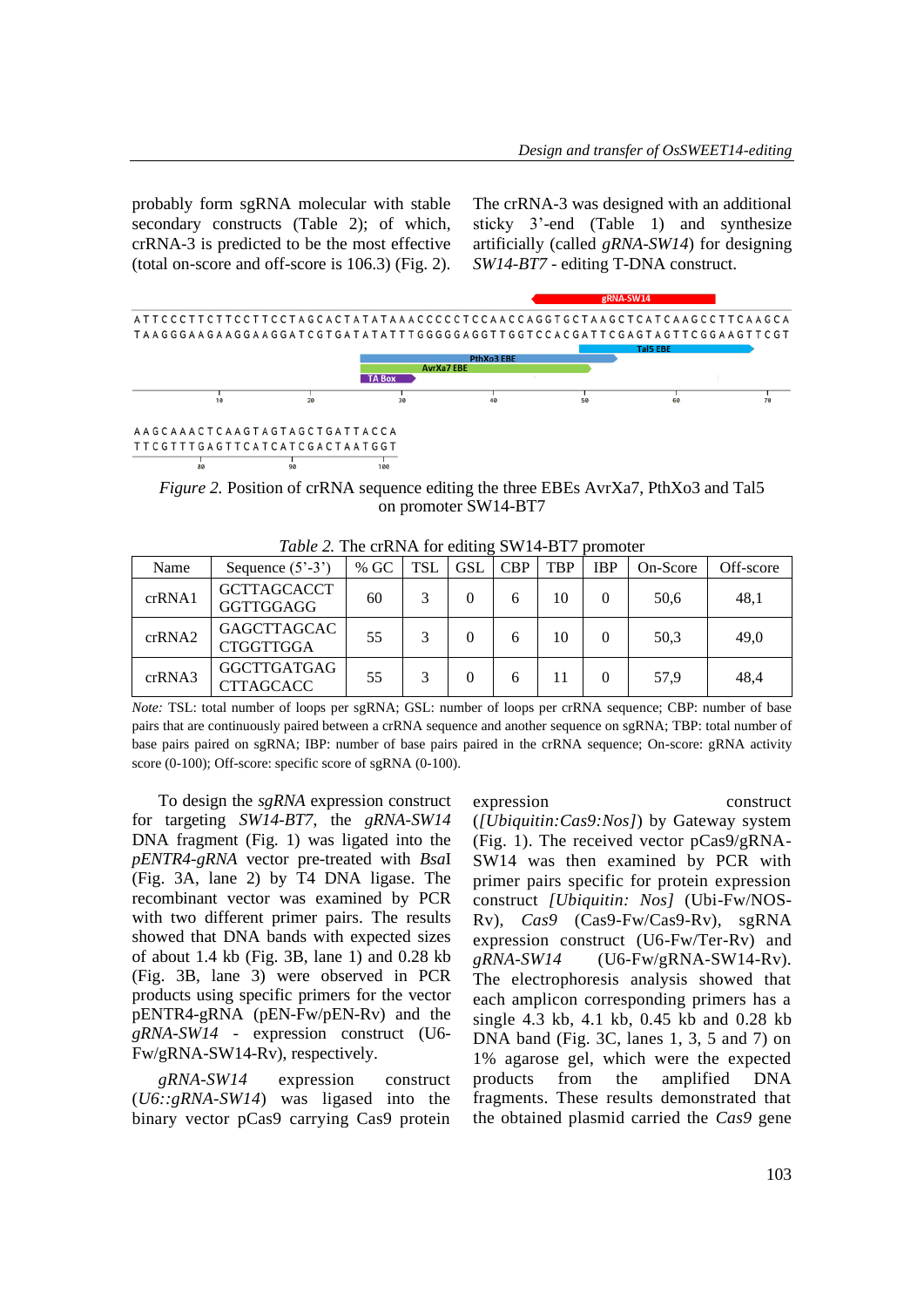probably form sgRNA molecular with stable secondary constructs (Table 2); of which, crRNA-3 is predicted to be the most effective (total on-score and off-score is 106.3) (Fig. 2). The crRNA-3 was designed with an additional sticky 3'-end (Table 1) and synthesise artificially (called *gRNA-SW14*) for designing *SW14-BT7* - editing T-DNA construct.

*Figure 2.* Position of crRNA sequence editing the three EBEs AvrXa7, PthXo3 and Tal5 on promoter SW14-BT7

*Table 2.* The crRNA for editing SW14-BT7 promoter

| Name | Sequence (5'-3') | % GC | TSL | GSL | CBP | TBP | IBP | On-Score | Off-score |
|---|---|---|---|---|---|---|---|---|---|
| crRNA1 | GCTTAGCACCT GGTTGGAGG | 60 | 3 | 0 | 6 | 10 | 0 | 50,6 | 48,1 |
| crRNA2 | GAGCTTAGCAC CTGGTTGGA | 55 | 3 | 0 | 6 | 10 | 0 | 50,3 | 49,0 |
| crRNA3 | GGCTTGATGAG CTTAGCACC | 55 | 3 | 0 | 6 | 11 | 0 | 57,9 | 48,4 |

*Note:* TSL: total number of loops per sgRNA; GSL: number of loops per crRNA sequence; CBP: number of base pairs that are continuously paired between a crRNA sequence and another sequence on sgRNA; TBP: total number of base pairs paired on sgRNA; IBP: number of base pairs paired in the crRNA sequence; On-score: gRNA activity score (0-100); Off-score: specific score of sgRNA (0-100).

To design the *sgRNA* expression construct for targeting *SW14-BT7*, the *gRNA-SW14* DNA fragment (Fig. 1) was ligated into the *pENTR4-gRNA* vector pre-treated with *Bsa*I (Fig. 3A, lane 2) by T4 DNA ligase. The recombinant vector was examined by PCR with two different primer pairs. The results showed that DNA bands with expected sizes of about 1.4 kb (Fig. 3B, lane 1) and 0.28 kb (Fig. 3B, lane 3) were observed in PCR products using specific primers for the vector pENTR4-gRNA (pEN-Fw/pEN-Rv) and the *gRNA-SW14* - expression construct (U6-Fw/gRNA-SW14-Rv), respectively.

*gRNA-SW14* expression construct (*U6::gRNA-SW14*) was ligased into the binary vector pCas9 carrying Cas9 protein expression construct (*[Ubiquitin:Cas9:Nos]*) by Gateway system (Fig. 1). The received vector pCas9/gRNA-SW14 was then examined by PCR with primer pairs specific for protein expression construct *[Ubiquitin: Nos]* (Ubi-Fw/NOS-Rv), *Cas9* (Cas9-Fw/Cas9-Rv), sgRNA expression construct (U6-Fw/Ter-Rv) and *gRNA-SW14* (U6-Fw/gRNA-SW14-Rv). The electrophoresis analysis showed that each amplicon corresponding primers has a single 4.3 kb, 4.1 kb, 0.45 kb and 0.28 kb DNA band (Fig. 3C, lanes 1, 3, 5 and 7) on 1% agarose gel, which were the expected products from the amplified DNA fragments. These results demonstrated that the obtained plasmid carried the *Cas9* gene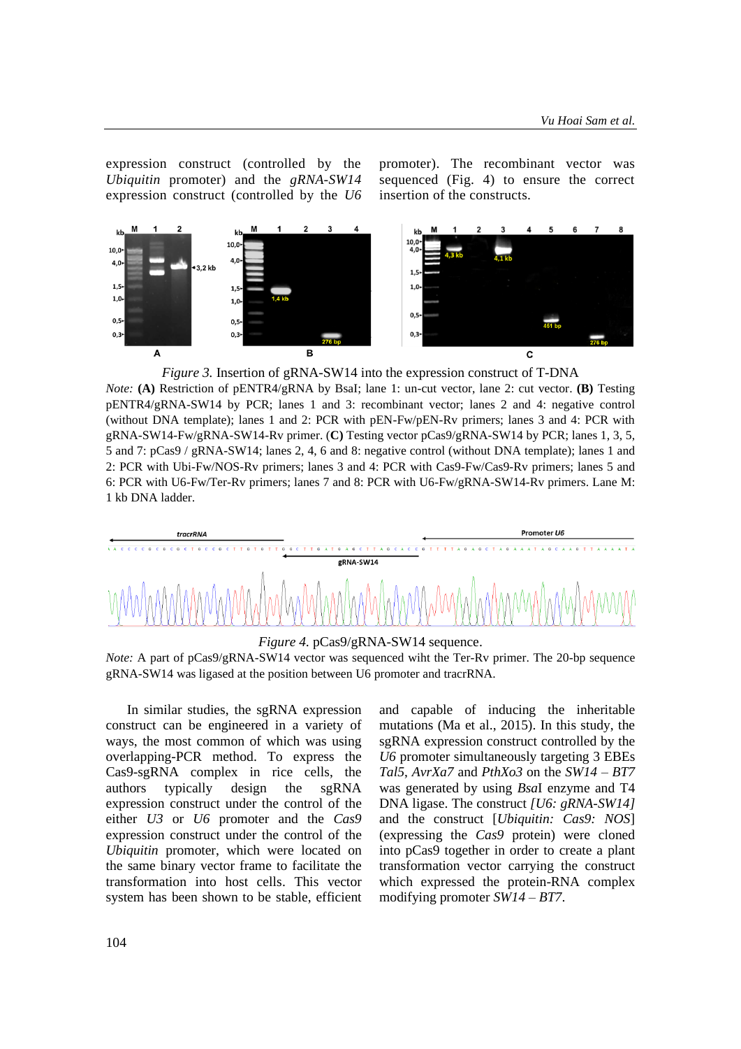expression construct (controlled by the *Ubiquitin* promoter) and the *gRNA-SW14* expression construct (controlled by the *U6* promoter). The recombinant vector was sequenced (Fig. 4) to ensure the correct insertion of the constructs.

*Figure 3.* Insertion of gRNA-SW14 into the expression construct of T-DNA

*Note:* **(A)** Restriction of pENTR4/gRNA by BsaI; lane 1: un-cut vector, lane 2: cut vector. **(B)** Testing pENTR4/gRNA-SW14 by PCR; lanes 1 and 3: recombinant vector; lanes 2 and 4: negative control (without DNA template); lanes 1 and 2: PCR with pEN-Fw/pEN-Rv primers; lanes 3 and 4: PCR with gRNA-SW14-Fw/gRNA-SW14-Rv primer. (**C**) Testing vector pCas9/gRNA-SW14 by PCR; lanes 1, 3, 5, 5 and 7: pCas9 / gRNA-SW14; lanes 2, 4, 6 and 8: negative control (without DNA template); lanes 1 and 2: PCR with Ubi-Fw/NOS-Rv primers; lanes 3 and 4: PCR with Cas9-Fw/Cas9-Rv primers; lanes 5 and 6: PCR with U6-Fw/Ter-Rv primers; lanes 7 and 8: PCR with U6-Fw/gRNA-SW14-Rv primers. Lane M: 1 kb DNA ladder.

*Figure 4.* pCas9/gRNA-SW14 sequence.

*Note:* A part of pCas9/gRNA-SW14 vector was sequenced wiht the Ter-Rv primer. The 20-bp sequence gRNA-SW14 was ligased at the position between U6 promoter and tracrRNA.

In similar studies, the sgRNA expression construct can be engineered in a variety of ways, the most common of which was using overlapping-PCR method. To express the Cas9-sgRNA complex in rice cells, the authors typically design the sgRNA expression construct under the control of the either *U3* or *U6* promoter and the *Cas9* expression construct under the control of the *Ubiquitin* promoter, which were located on the same binary vector frame to facilitate the transformation into host cells. This vector system has been shown to be stable, efficient and capable of inducing the inheritable mutations (Ma et al., 2015). In this study, the sgRNA expression construct controlled by the *U6* promoter simultaneously targeting 3 EBEs *Tal5*, *AvrXa7* and *PthXo3* on the *SW14 – BT7* was generated by using *Bsa*I enzyme and T4 DNA ligase. The construct *[U6: gRNA-SW14]* and the construct [*Ubiquitin: Cas9: NOS*] (expressing the *Cas9* protein) were cloned into pCas9 together in order to create a plant transformation vector carrying the construct which expressed the protein-RNA complex modifying promoter *SW14 – BT7*.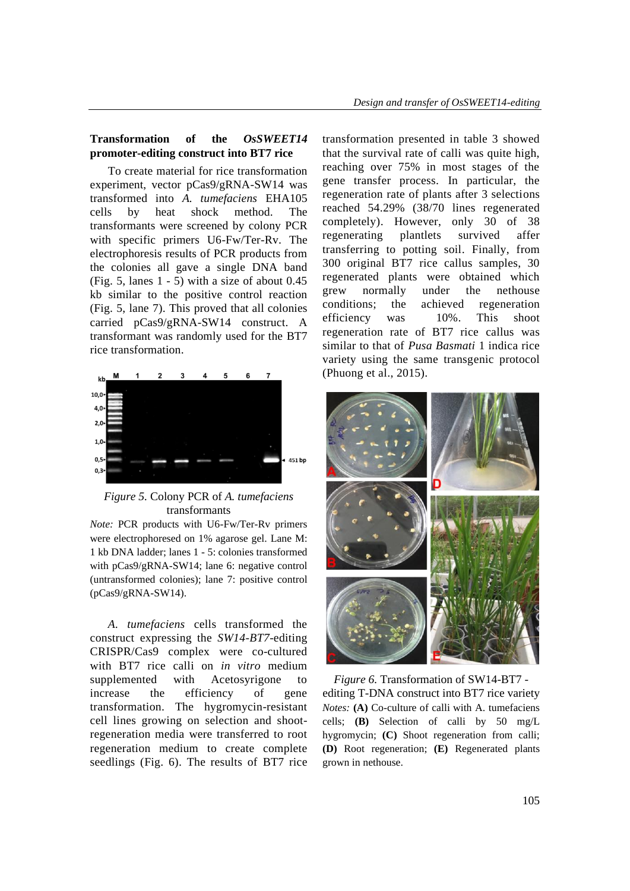### Transformation of the *OsSWEET14* promoter-editing construct into BT7 rice

To create material for rice transformation experiment, vector pCas9/gRNA-SW14 was transformed into *A. tumefaciens* EHA105 cells by heat shock method. The transformants were screened by colony PCR with specific primers U6-Fw/Ter-Rv. The electrophoresis results of PCR products from the colonies all gave a single DNA band (Fig. 5, lanes 1 - 5) with a size of about 0.45 kb similar to the positive control reaction (Fig. 5, lane 7). This proved that all colonies carried pCas9/gRNA-SW14 construct. A transformant was randomly used for the BT7 rice transformation.

*Figure 5.* Colony PCR of *A. tumefaciens* transformants

*Note:* PCR products with U6-Fw/Ter-Rv primers were electrophoresed on 1% agarose gel. Lane M: 1 kb DNA ladder; lanes 1 - 5: colonies transformed with pCas9/gRNA-SW14; lane 6: negative control (untransformed colonies); lane 7: positive control (pCas9/gRNA-SW14).

*A. tumefaciens* cells transformed the construct expressing the *SW14-BT7*-editing CRISPR/Cas9 complex were co-cultured with BT7 rice calli on *in vitro* medium supplemented with Acetosyrigone to increase the efficiency of gene transformation. The hygromycin-resistant cell lines growing on selection and shoot-regeneration media were transferred to root regeneration medium to create complete seedlings (Fig. 6). The results of BT7 rice transformation presented in table 3 showed that the survival rate of calli was quite high, reaching over 75% in most stages of the gene transfer process. In particular, the regeneration rate of plants after 3 selections reached 54.29% (38/70 lines regenerated completely). However, only 30 of 38 regenerating plantlets survived affer transferring to potting soil. Finally, from 300 original BT7 rice callus samples, 30 regenerated plants were obtained which grew normally under the nethouse conditions; the achieved regeneration efficiency was 10%. This shoot regeneration rate of BT7 rice callus was similar to that of *Pusa Basmati* 1 indica rice variety using the same transgenic protocol (Phuong et al., 2015).

*Figure 6.* Transformation of SW14-BT7 - editing T-DNA construct into BT7 rice variety

*Notes:* **(A)** Co-culture of calli with A. tumefaciens cells; **(B)** Selection of calli by 50 mg/L hygromycin; **(C)** Shoot regeneration from calli; **(D)** Root regeneration; **(E)** Regenerated plants grown in nethouse.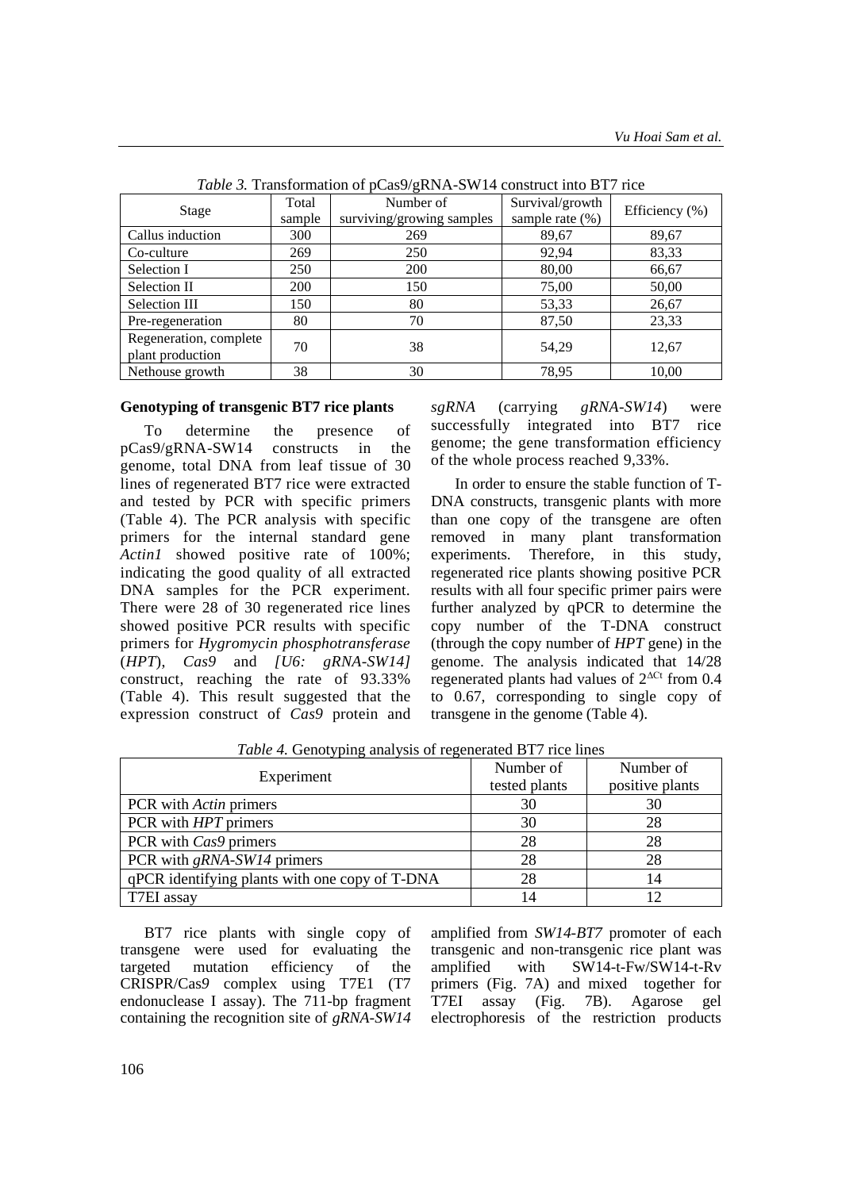*Table 3.* Transformation of pCas9/gRNA-SW14 construct into BT7 rice

| Stage | Total sample | Number of surviving/growing samples | Survival/growth sample rate (%) | Efficiency (%) |
|---|---|---|---|---|
| Callus induction | 300 | 269 | 89,67 | 89,67 |
| Co-culture | 269 | 250 | 92,94 | 83,33 |
| Selection I | 250 | 200 | 80,00 | 66,67 |
| Selection II | 200 | 150 | 75,00 | 50,00 |
| Selection III | 150 | 80 | 53,33 | 26,67 |
| Pre-regeneration | 80 | 70 | 87,50 | 23,33 |
| Regeneration, complete plant production | 70 | 38 | 54,29 | 12,67 |
| Nethouse growth | 38 | 30 | 78,95 | 10,00 |

**Genotyping of transgenic BT7 rice plants**

To determine the presence of pCas9/gRNA-SW14 constructs in the genome, total DNA from leaf tissue of 30 lines of regenerated BT7 rice were extracted and tested by PCR with specific primers (Table 4). The PCR analysis with specific primers for the internal standard gene *Actin1* showed positive rate of 100%; indicating the good quality of all extracted DNA samples for the PCR experiment. There were 28 of 30 regenerated rice lines showed positive PCR results with specific primers for *Hygromycin phosphotransferase* (*HPT*), *Cas9* and *[U6: gRNA-SW14]* construct, reaching the rate of 93.33% (Table 4). This result suggested that the expression construct of *Cas9* protein and *sgRNA* (carrying *gRNA-SW14*) were successfully integrated into BT7 rice genome; the gene transformation efficiency of the whole process reached 9,33%.

In order to ensure the stable function of T-DNA constructs, transgenic plants with more than one copy of the transgene are often removed in many plant transformation experiments. Therefore, in this study, regenerated rice plants showing positive PCR results with all four specific primer pairs were further analyzed by qPCR to determine the copy number of the T-DNA construct (through the copy number of *HPT* gene) in the genome. The analysis indicated that 14/28 regenerated plants had values of $2^{\Delta Ct}$ from 0.4 to 0.67, corresponding to single copy of transgene in the genome (Table 4).

*Table 4.* Genotyping analysis of regenerated BT7 rice lines

| Experiment | Number of tested plants | Number of positive plants |
|---|---|---|
| PCR with *Actin* primers | 30 | 30 |
| PCR with *HPT* primers | 30 | 28 |
| PCR with *Cas9* primers | 28 | 28 |
| PCR with *gRNA-SW14* primers | 28 | 28 |
| qPCR identifying plants with one copy of T-DNA | 28 | 14 |
| T7EI assay | 14 | 12 |

BT7 rice plants with single copy of transgene were used for evaluating the targeted mutation efficiency of the CRISPR/Cas9 complex using T7E1 (T7 endonuclease I assay). The 711-bp fragment containing the recognition site of *gRNA-SW14* amplified from *SW14-BT7* promoter of each transgenic and non-transgenic rice plant was amplified with SW14-t-Fw/SW14-t-Rv primers (Fig. 7A) and mixed together for T7EI assay (Fig. 7B). Agarose gel electrophoresis of the restriction products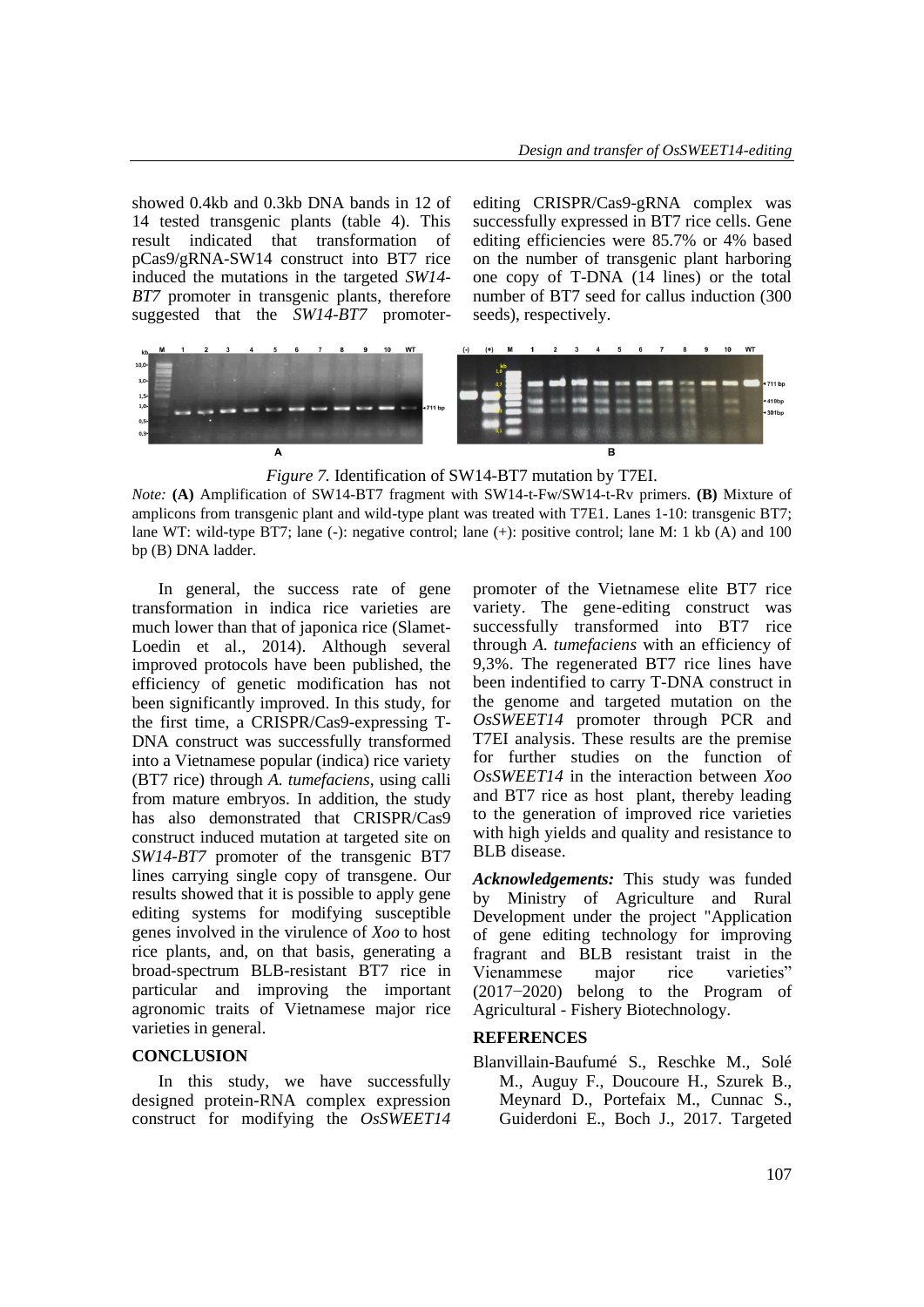showed 0.4kb and 0.3kb DNA bands in 12 of 14 tested transgenic plants (table 4). This result indicated that transformation of pCas9/gRNA-SW14 construct into BT7 rice induced the mutations in the targeted *SW14-BT7* promoter in transgenic plants, therefore suggested that the *SW14-BT7* promoter-editing CRISPR/Cas9-gRNA complex was successfully expressed in BT7 rice cells. Gene editing efficiencies were 85.7% or 4% based on the number of transgenic plant harboring one copy of T-DNA (14 lines) or the total number of BT7 seed for callus induction (300 seeds), respectively.

*Figure 7.* Identification of SW14-BT7 mutation by T7EI.

*Note:* **(A)** Amplification of SW14-BT7 fragment with SW14-t-Fw/SW14-t-Rv primers. **(B)** Mixture of amplicons from transgenic plant and wild-type plant was treated with T7E1. Lanes 1-10: transgenic BT7; lane WT: wild-type BT7; lane (-): negative control; lane (+): positive control; lane M: 1 kb (A) and 100 bp (B) DNA ladder.

In general, the success rate of gene transformation in indica rice varieties are much lower than that of japonica rice (Slamet-Loedin et al., 2014). Although several improved protocols have been published, the efficiency of genetic modification has not been significantly improved. In this study, for the first time, a CRISPR/Cas9-expressing T-DNA construct was successfully transformed into a Vietnamese popular (indica) rice variety (BT7 rice) through *A. tumefaciens*, using calli from mature embryos. In addition, the study has also demonstrated that CRISPR/Cas9 construct induced mutation at targeted site on *SW14-BT7* promoter of the transgenic BT7 lines carrying single copy of transgene. Our results showed that it is possible to apply gene editing systems for modifying susceptible genes involved in the virulence of *Xoo* to host rice plants, and, on that basis, generating a broad-spectrum BLB-resistant BT7 rice in particular and improving the important agronomic traits of Vietnamese major rice varieties in general.

## CONCLUSION

In this study, we have successfully designed protein-RNA complex expression construct for modifying the *OsSWEET14* promoter of the Vietnamese elite BT7 rice variety. The gene-editing construct was successfully transformed into BT7 rice through *A. tumefaciens* with an efficiency of 9,3%. The regenerated BT7 rice lines have been indentified to carry T-DNA construct in the genome and targeted mutation on the *OsSWEET14* promoter through PCR and T7EI analysis. These results are the premise for further studies on the function of *OsSWEET14* in the interaction between *Xoo* and BT7 rice as host plant, thereby leading to the generation of improved rice varieties with high yields and quality and resistance to BLB disease.

***Acknowledgements:*** This study was funded by Ministry of Agriculture and Rural Development under the project "Application of gene editing technology for improving fragrant and BLB resistant traist in the Vienammese major rice varieties" (2017−2020) belong to the Program of Agricultural - Fishery Biotechnology.

## REFERENCES

Blanvillain-Baufumé S., Reschke M., Solé M., Auguy F., Doucoure H., Szurek B., Meynard D., Portefaix M., Cunnac S., Guiderdoni E., Boch J., 2017. Targeted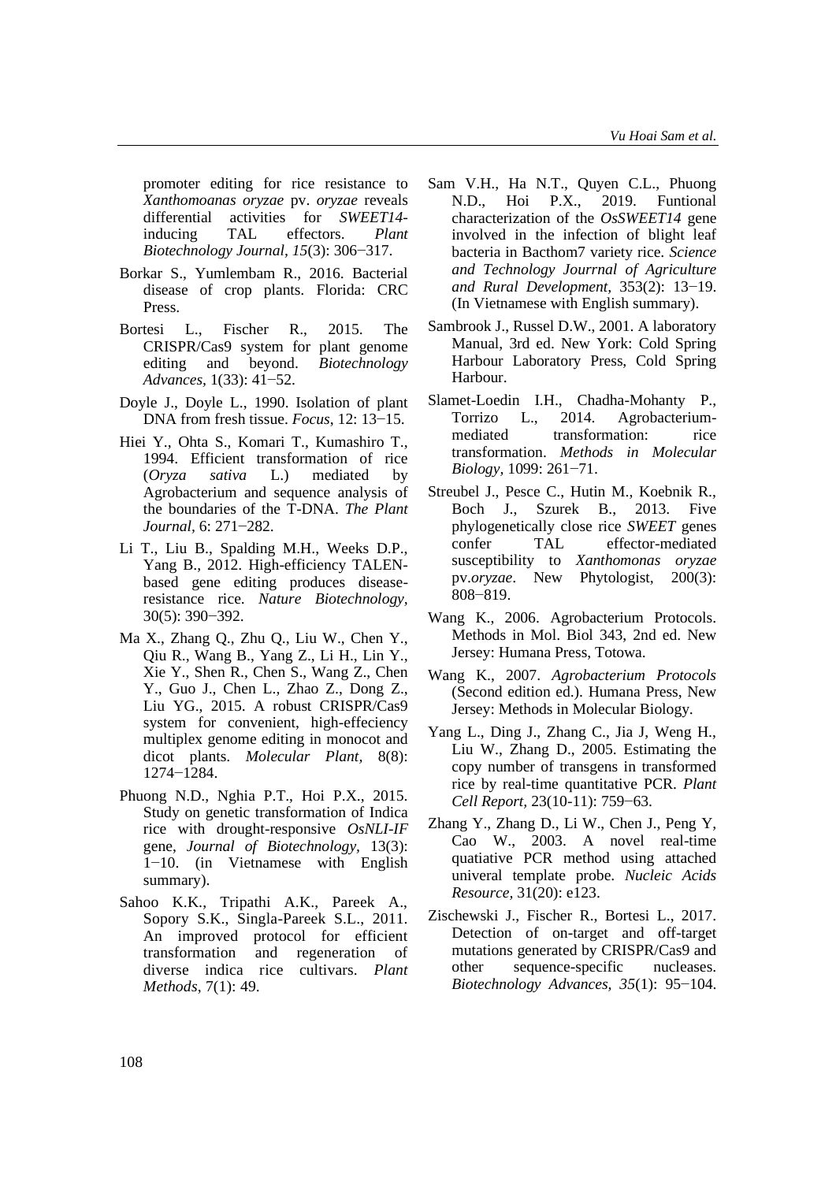promoter editing for rice resistance to *Xanthomoanas oryzae* pv. *oryzae* reveals differential activities for *SWEET14*-inducing TAL effectors. *Plant Biotechnology Journal*, *15*(3): 306−317.

Borkar S., Yumlembam R., 2016. Bacterial disease of crop plants. Florida: CRC Press.

Bortesi L., Fischer R., 2015. The CRISPR/Cas9 system for plant genome editing and beyond. *Biotechnology Advances*, 1(33): 41−52.

Doyle J., Doyle L., 1990. Isolation of plant DNA from fresh tissue. *Focus*, 12: 13−15.

Hiei Y., Ohta S., Komari T., Kumashiro T., 1994. Efficient transformation of rice (*Oryza sativa* L.) mediated by Agrobacterium and sequence analysis of the boundaries of the T-DNA. *The Plant Journal*, 6: 271−282.

Li T., Liu B., Spalding M.H., Weeks D.P., Yang B., 2012. High-efficiency TALEN-based gene editing produces disease-resistance rice. *Nature Biotechnology*, 30(5): 390−392.

Ma X., Zhang Q., Zhu Q., Liu W., Chen Y., Qiu R., Wang B., Yang Z., Li H., Lin Y., Xie Y., Shen R., Chen S., Wang Z., Chen Y., Guo J., Chen L., Zhao Z., Dong Z., Liu YG., 2015. A robust CRISPR/Cas9 system for convenient, high-effeciency multiplex genome editing in monocot and dicot plants. *Molecular Plant*, 8(8): 1274−1284.

Phuong N.D., Nghia P.T., Hoi P.X., 2015. Study on genetic transformation of Indica rice with drought-responsive *OsNLI-IF* gene, *Journal of Biotechnology*, 13(3): 1−10. (in Vietnamese with English summary).

Sahoo K.K., Tripathi A.K., Pareek A., Sopory S.K., Singla-Pareek S.L., 2011. An improved protocol for efficient transformation and regeneration of diverse indica rice cultivars. *Plant Methods*, 7(1): 49.

Sam V.H., Ha N.T., Quyen C.L., Phuong N.D., Hoi P.X., 2019. Funtional characterization of the *OsSWEET14* gene involved in the infection of blight leaf bacteria in Bacthom7 variety rice. *Science and Technology Jourrnal of Agriculture and Rural Development*, 353(2): 13−19. (In Vietnamese with English summary).

Sambrook J., Russel D.W., 2001. A laboratory Manual, 3rd ed. New York: Cold Spring Harbour Laboratory Press, Cold Spring Harbour.

Slamet-Loedin I.H., Chadha-Mohanty P., Torrizo L., 2014. Agrobacterium-mediated transformation: rice transformation. *Methods in Molecular Biology*, 1099: 261−71.

Streubel J., Pesce C., Hutin M., Koebnik R., Boch J., Szurek B., 2013. Five phylogenetically close rice *SWEET* genes confer TAL effector-mediated susceptibility to *Xanthomonas oryzae* pv.*oryzae*. New Phytologist, 200(3): 808−819.

Wang K., 2006. Agrobacterium Protocols. Methods in Mol. Biol 343, 2nd ed. New Jersey: Humana Press, Totowa.

Wang K., 2007. *Agrobacterium Protocols* (Second edition ed.). Humana Press, New Jersey: Methods in Molecular Biology.

Yang L., Ding J., Zhang C., Jia J, Weng H., Liu W., Zhang D., 2005. Estimating the copy number of transgens in transformed rice by real-time quantitative PCR. *Plant Cell Report*, 23(10-11): 759−63.

Zhang Y., Zhang D., Li W., Chen J., Peng Y, Cao W., 2003. A novel real-time quatiative PCR method using attached univeral template probe. *Nucleic Acids Resource*, 31(20): e123.

Zischewski J., Fischer R., Bortesi L., 2017. Detection of on-target and off-target mutations generated by CRISPR/Cas9 and other sequence-specific nucleases. *Biotechnology Advances*, *35*(1): 95−104.